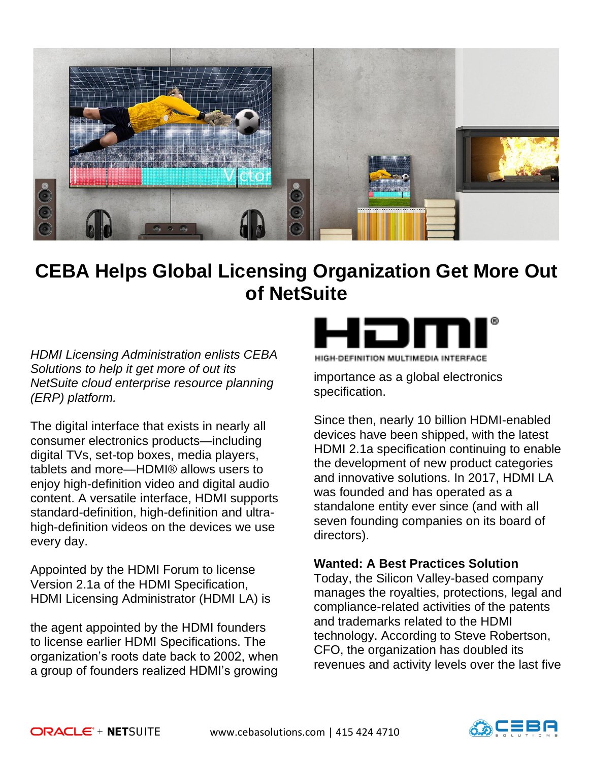# CEBA Helps Global Licensing Organization Get More Out of NetSuite

*HDMI Licensing Administration enlists CEBA Solutions to help it get more of out its NetSuite cloud enterprise resource planning (ERP) platform.*

The digital interface that exists in nearly all consumer electronics products—including digital TVs, set-top boxes, media players, tablets and more—HDMI® allows users to enjoy high-definition video and digital audio content. A versatile interface, HDMI supports standard-definition, high-definition and ultra-high-definition videos on the devices we use every day.

Appointed by the HDMI Forum to license Version 2.1a of the HDMI Specification, HDMI Licensing Administrator (HDMI LA) is

the agent appointed by the HDMI founders to license earlier HDMI Specifications. The organization's roots date back to 2002, when a group of founders realized HDMI's growing importance as a global electronics specification.

Since then, nearly 10 billion HDMI-enabled devices have been shipped, with the latest HDMI 2.1a specification continuing to enable the development of new product categories and innovative solutions. In 2017, HDMI LA was founded and has operated as a standalone entity ever since (and with all seven founding companies on its board of directors).

**Wanted: A Best Practices Solution**

Today, the Silicon Valley-based company manages the royalties, protections, legal and compliance-related activities of the patents and trademarks related to the HDMI technology. According to Steve Robertson, CFO, the organization has doubled its revenues and activity levels over the last five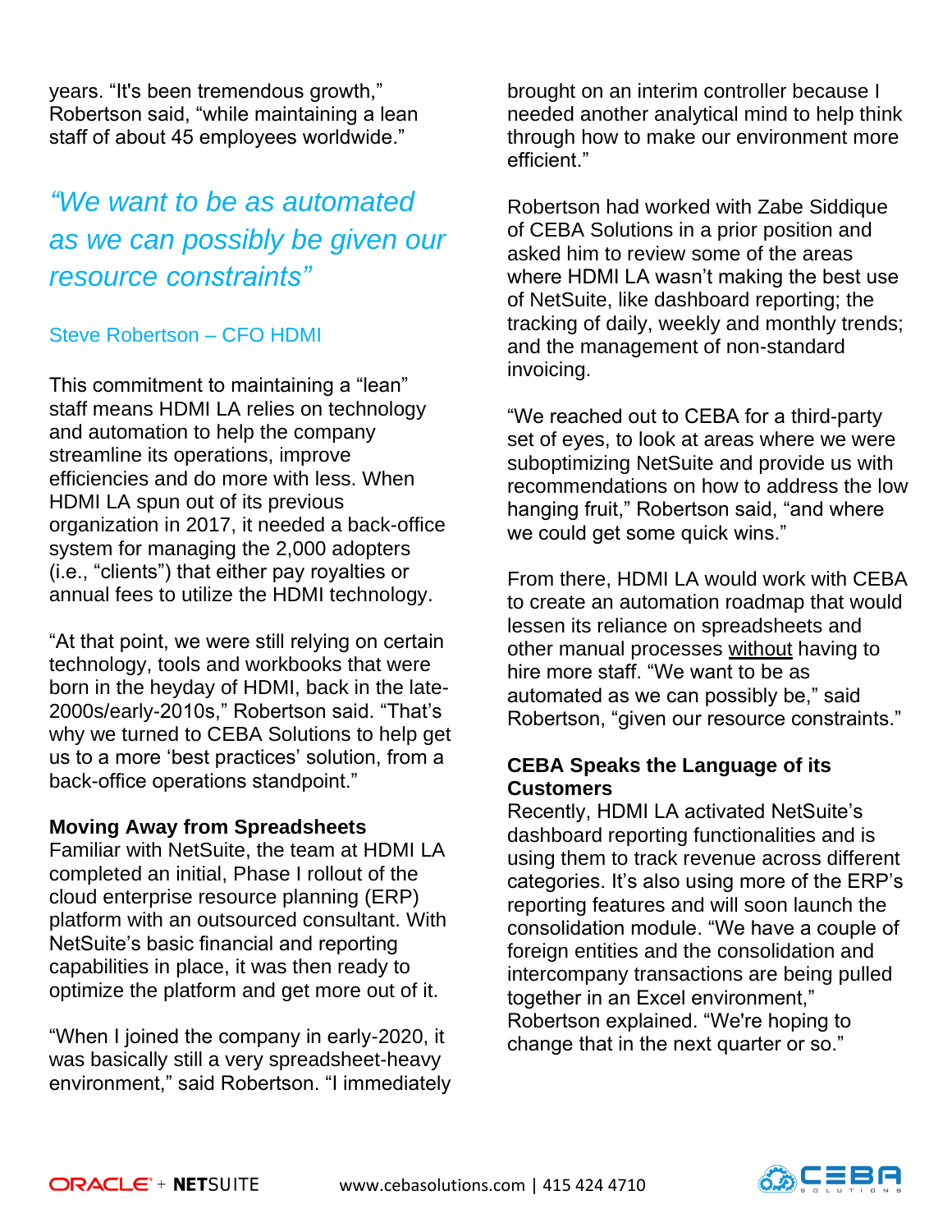years. "It's been tremendous growth," Robertson said, "while maintaining a lean staff of about 45 employees worldwide."

*"We want to be as automated as we can possibly be given our resource constraints"*

Steve Robertson – CFO HDMI

This commitment to maintaining a "lean" staff means HDMI LA relies on technology and automation to help the company streamline its operations, improve efficiencies and do more with less. When HDMI LA spun out of its previous organization in 2017, it needed a back-office system for managing the 2,000 adopters (i.e., "clients") that either pay royalties or annual fees to utilize the HDMI technology.

"At that point, we were still relying on certain technology, tools and workbooks that were born in the heyday of HDMI, back in the late-2000s/early-2010s," Robertson said. "That's why we turned to CEBA Solutions to help get us to a more 'best practices' solution, from a back-office operations standpoint."

**Moving Away from Spreadsheets**

Familiar with NetSuite, the team at HDMI LA completed an initial, Phase I rollout of the cloud enterprise resource planning (ERP) platform with an outsourced consultant. With NetSuite's basic financial and reporting capabilities in place, it was then ready to optimize the platform and get more out of it.

"When I joined the company in early-2020, it was basically still a very spreadsheet-heavy environment," said Robertson. "I immediately brought on an interim controller because I needed another analytical mind to help think through how to make our environment more efficient."

Robertson had worked with Zabe Siddique of CEBA Solutions in a prior position and asked him to review some of the areas where HDMI LA wasn't making the best use of NetSuite, like dashboard reporting; the tracking of daily, weekly and monthly trends; and the management of non-standard invoicing.

"We reached out to CEBA for a third-party set of eyes, to look at areas where we were suboptimizing NetSuite and provide us with recommendations on how to address the low hanging fruit," Robertson said, "and where we could get some quick wins."

From there, HDMI LA would work with CEBA to create an automation roadmap that would lessen its reliance on spreadsheets and other manual processes without having to hire more staff. "We want to be as automated as we can possibly be," said Robertson, "given our resource constraints."

**CEBA Speaks the Language of its Customers**

Recently, HDMI LA activated NetSuite's dashboard reporting functionalities and is using them to track revenue across different categories. It's also using more of the ERP's reporting features and will soon launch the consolidation module. "We have a couple of foreign entities and the consolidation and intercompany transactions are being pulled together in an Excel environment," Robertson explained. "We're hoping to change that in the next quarter or so."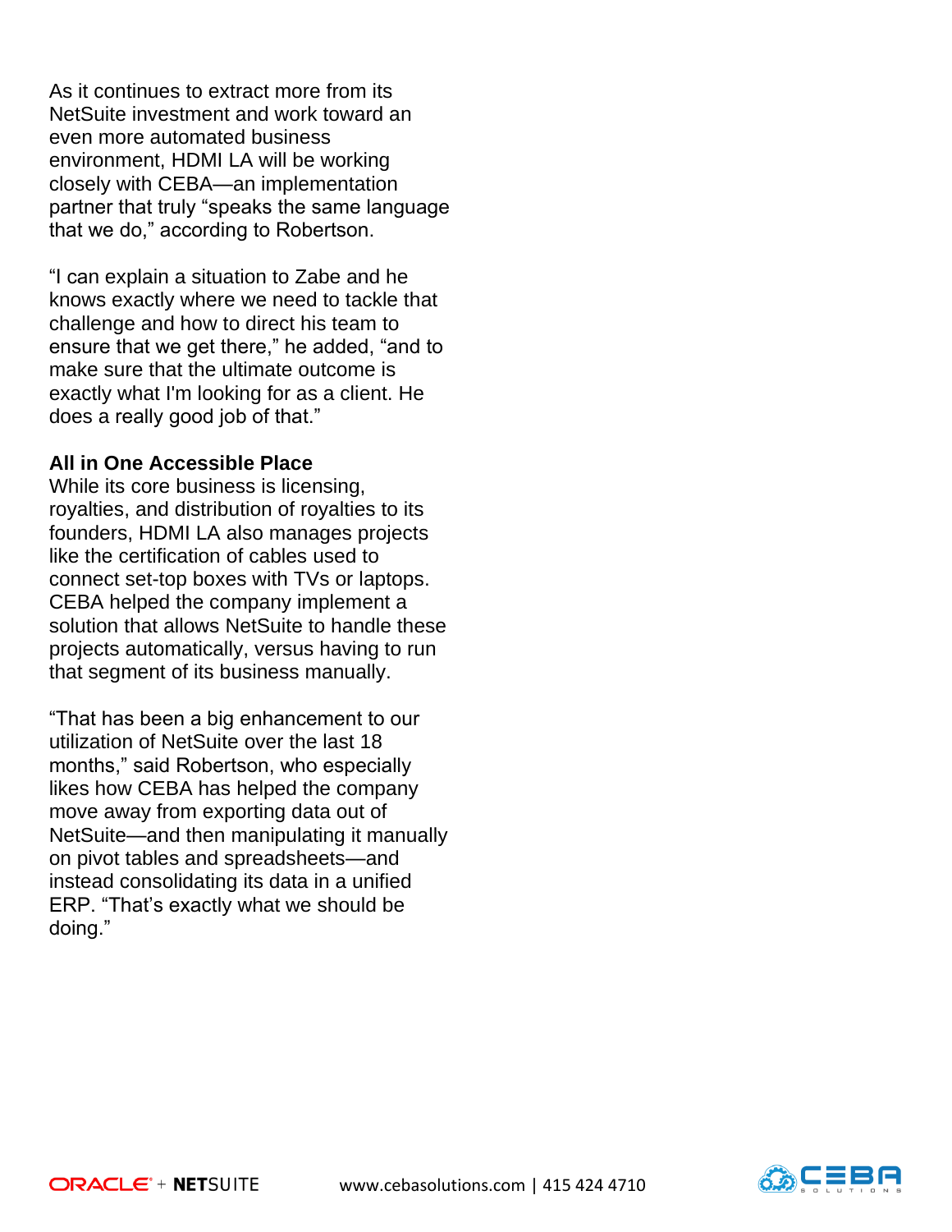As it continues to extract more from its NetSuite investment and work toward an even more automated business environment, HDMI LA will be working closely with CEBA—an implementation partner that truly "speaks the same language that we do," according to Robertson.

"I can explain a situation to Zabe and he knows exactly where we need to tackle that challenge and how to direct his team to ensure that we get there," he added, "and to make sure that the ultimate outcome is exactly what I'm looking for as a client. He does a really good job of that."

**All in One Accessible Place**

While its core business is licensing, royalties, and distribution of royalties to its founders, HDMI LA also manages projects like the certification of cables used to connect set-top boxes with TVs or laptops. CEBA helped the company implement a solution that allows NetSuite to handle these projects automatically, versus having to run that segment of its business manually.

"That has been a big enhancement to our utilization of NetSuite over the last 18 months," said Robertson, who especially likes how CEBA has helped the company move away from exporting data out of NetSuite—and then manipulating it manually on pivot tables and spreadsheets—and instead consolidating its data in a unified ERP. "That's exactly what we should be doing."